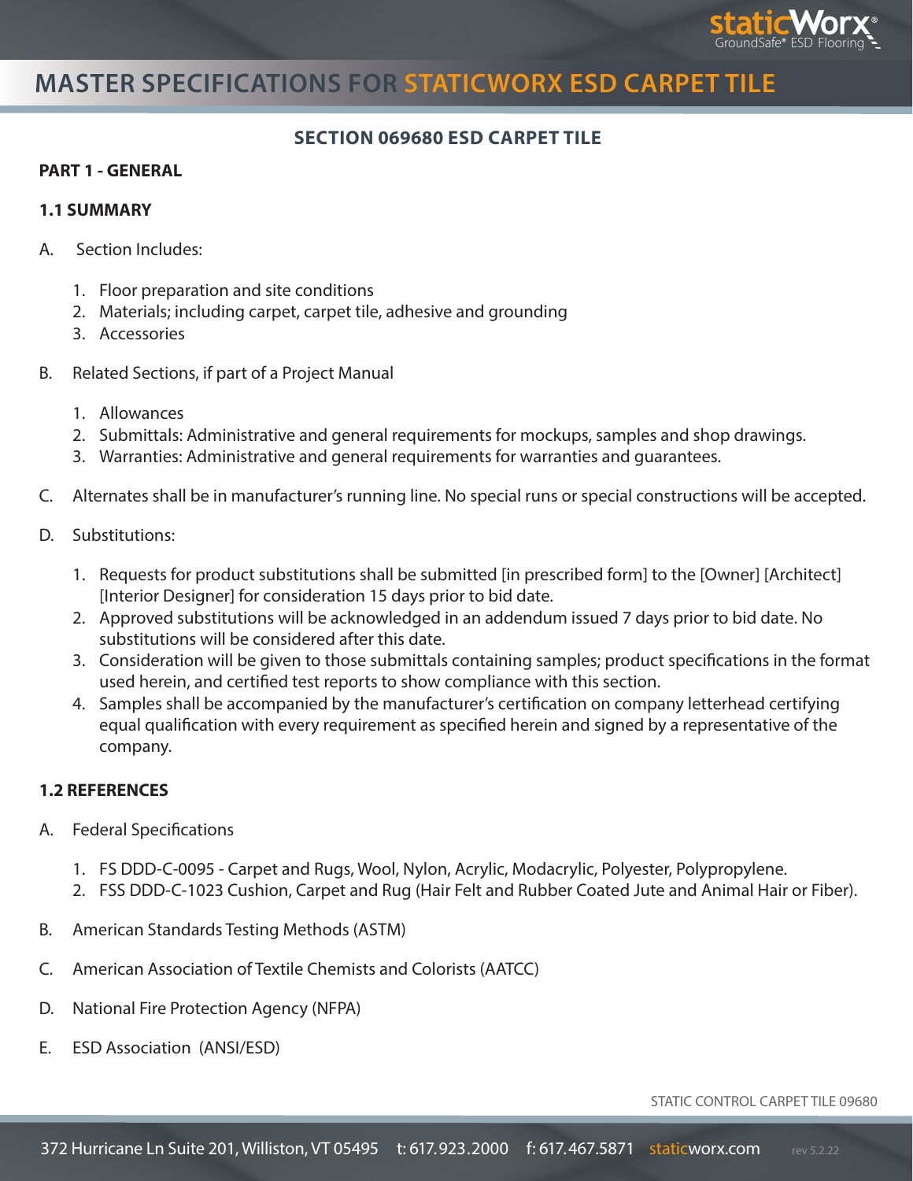# MASTER SPECIFICATIONS FOR STATICWORX ESD CARPET TILE

## SECTION 069680 ESD CARPET TILE

### PART 1 - GENERAL

### 1.1 SUMMARY

A. Section Includes:

1. Floor preparation and site conditions
2. Materials; including carpet, carpet tile, adhesive and grounding
3. Accessories

B. Related Sections, if part of a Project Manual

1. Allowances
2. Submittals: Administrative and general requirements for mockups, samples and shop drawings.
3. Warranties: Administrative and general requirements for warranties and guarantees.

C. Alternates shall be in manufacturer's running line. No special runs or special constructions will be accepted.

D. Substitutions:

1. Requests for product substitutions shall be submitted [in prescribed form] to the [Owner] [Architect] [Interior Designer] for consideration 15 days prior to bid date.
2. Approved substitutions will be acknowledged in an addendum issued 7 days prior to bid date. No substitutions will be considered after this date.
3. Consideration will be given to those submittals containing samples; product specifications in the format used herein, and certified test reports to show compliance with this section.
4. Samples shall be accompanied by the manufacturer's certification on company letterhead certifying equal qualification with every requirement as specified herein and signed by a representative of the company.

### 1.2 REFERENCES

A. Federal Specifications

1. FS DDD-C-0095 - Carpet and Rugs, Wool, Nylon, Acrylic, Modacrylic, Polyester, Polypropylene.
2. FSS DDD-C-1023 Cushion, Carpet and Rug (Hair Felt and Rubber Coated Jute and Animal Hair or Fiber).

B. American Standards Testing Methods (ASTM)

C. American Association of Textile Chemists and Colorists (AATCC)

D. National Fire Protection Agency (NFPA)

E. ESD Association (ANSI/ESD)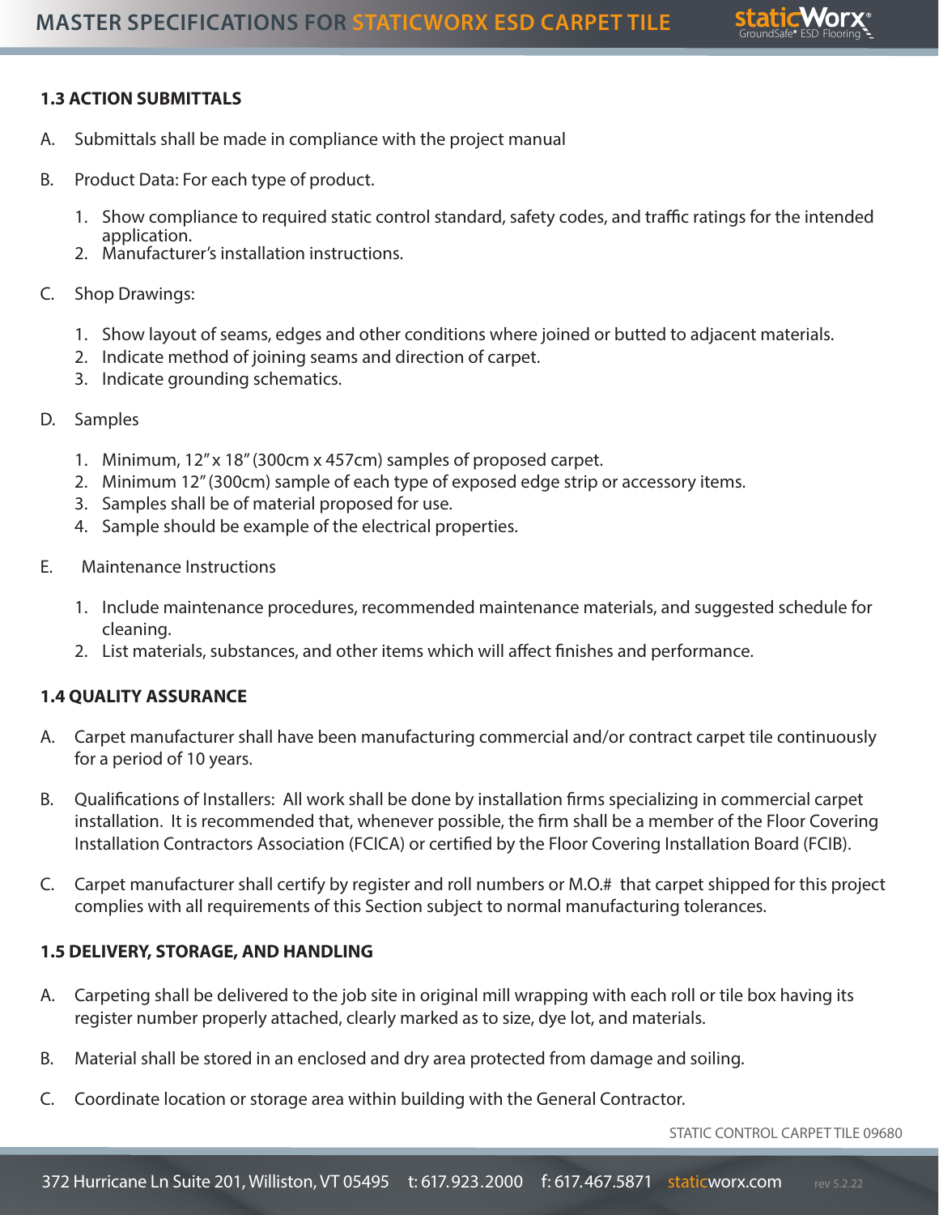### 1.3 ACTION SUBMITTALS

A. Submittals shall be made in compliance with the project manual

B. Product Data: For each type of product.

1. Show compliance to required static control standard, safety codes, and traffic ratings for the intended application.
2. Manufacturer's installation instructions.

C. Shop Drawings:

1. Show layout of seams, edges and other conditions where joined or butted to adjacent materials.
2. Indicate method of joining seams and direction of carpet.
3. Indicate grounding schematics.

D. Samples

1. Minimum, 12" x 18" (300cm x 457cm) samples of proposed carpet.
2. Minimum 12" (300cm) sample of each type of exposed edge strip or accessory items.
3. Samples shall be of material proposed for use.
4. Sample should be example of the electrical properties.

E. Maintenance Instructions

1. Include maintenance procedures, recommended maintenance materials, and suggested schedule for cleaning.
2. List materials, substances, and other items which will affect finishes and performance.

### 1.4 QUALITY ASSURANCE

A. Carpet manufacturer shall have been manufacturing commercial and/or contract carpet tile continuously for a period of 10 years.

B. Qualifications of Installers: All work shall be done by installation firms specializing in commercial carpet installation. It is recommended that, whenever possible, the firm shall be a member of the Floor Covering Installation Contractors Association (FCICA) or certified by the Floor Covering Installation Board (FCIB).

C. Carpet manufacturer shall certify by register and roll numbers or M.O.# that carpet shipped for this project complies with all requirements of this Section subject to normal manufacturing tolerances.

### 1.5 DELIVERY, STORAGE, AND HANDLING

A. Carpeting shall be delivered to the job site in original mill wrapping with each roll or tile box having its register number properly attached, clearly marked as to size, dye lot, and materials.

B. Material shall be stored in an enclosed and dry area protected from damage and soiling.

C. Coordinate location or storage area within building with the General Contractor.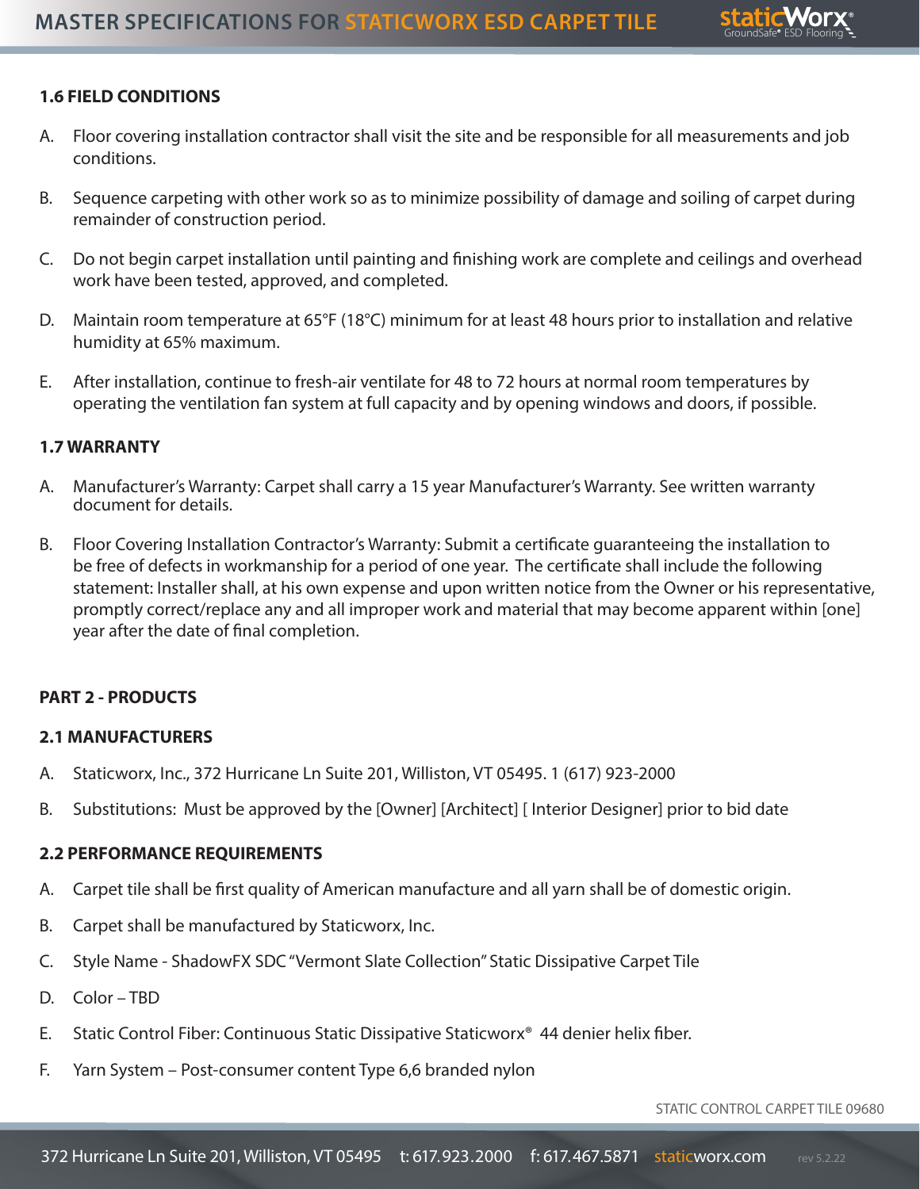### 1.6 FIELD CONDITIONS

A. Floor covering installation contractor shall visit the site and be responsible for all measurements and job conditions.

B. Sequence carpeting with other work so as to minimize possibility of damage and soiling of carpet during remainder of construction period.

C. Do not begin carpet installation until painting and finishing work are complete and ceilings and overhead work have been tested, approved, and completed.

D. Maintain room temperature at 65°F (18°C) minimum for at least 48 hours prior to installation and relative humidity at 65% maximum.

E. After installation, continue to fresh-air ventilate for 48 to 72 hours at normal room temperatures by operating the ventilation fan system at full capacity and by opening windows and doors, if possible.

### 1.7 WARRANTY

A. Manufacturer's Warranty: Carpet shall carry a 15 year Manufacturer's Warranty. See written warranty document for details.

B. Floor Covering Installation Contractor's Warranty: Submit a certificate guaranteeing the installation to be free of defects in workmanship for a period of one year. The certificate shall include the following statement: Installer shall, at his own expense and upon written notice from the Owner or his representative, promptly correct/replace any and all improper work and material that may become apparent within [one] year after the date of final completion.

## PART 2 - PRODUCTS

### 2.1 MANUFACTURERS

A. Staticworx, Inc., 372 Hurricane Ln Suite 201, Williston, VT 05495. 1 (617) 923-2000

B. Substitutions: Must be approved by the [Owner] [Architect] [ Interior Designer] prior to bid date

### 2.2 PERFORMANCE REQUIREMENTS

A. Carpet tile shall be first quality of American manufacture and all yarn shall be of domestic origin.

B. Carpet shall be manufactured by Staticworx, Inc.

C. Style Name - ShadowFX SDC "Vermont Slate Collection" Static Dissipative Carpet Tile

D. Color – TBD

E. Static Control Fiber: Continuous Static Dissipative Staticworx® 44 denier helix fiber.

F. Yarn System – Post-consumer content Type 6,6 branded nylon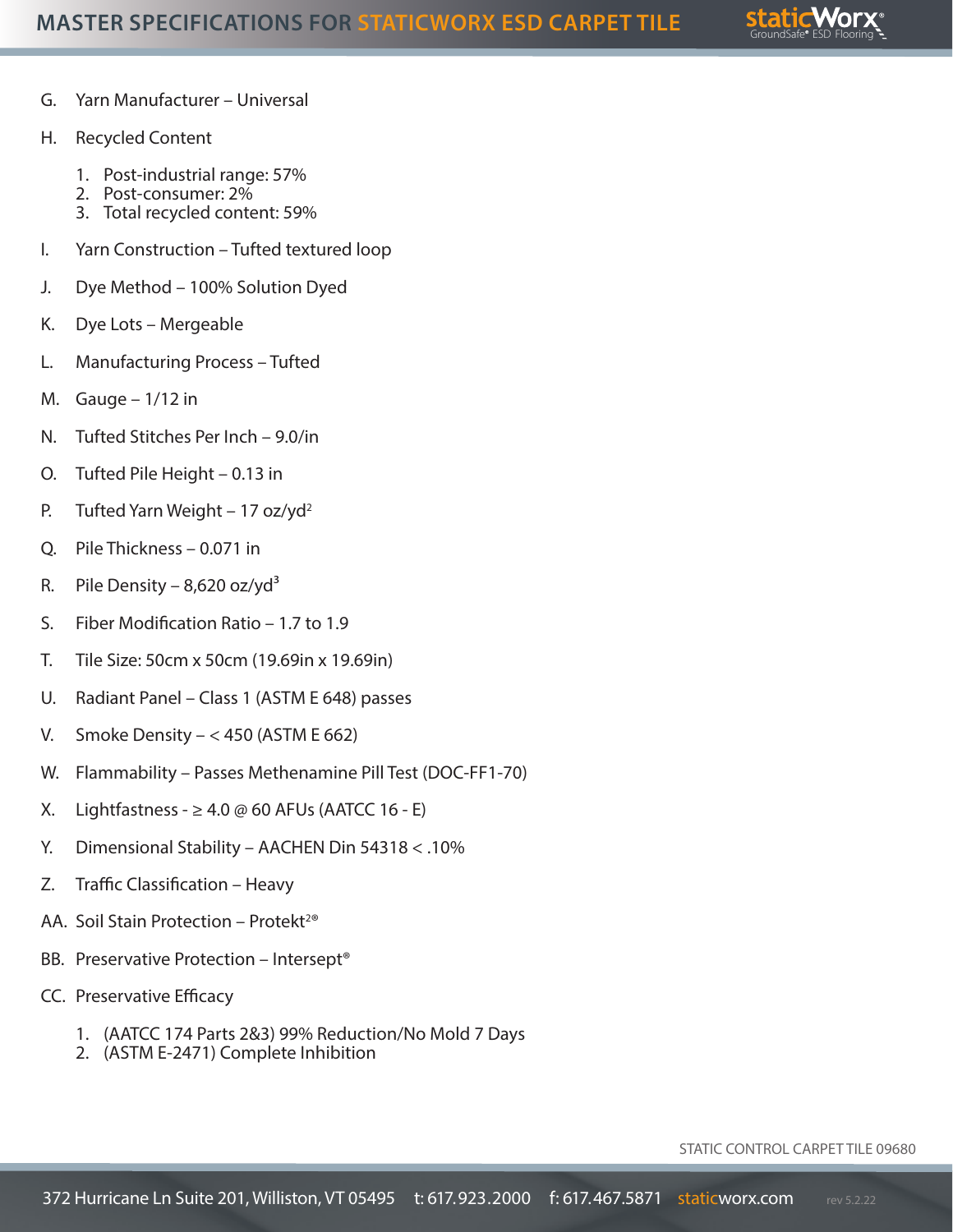G. Yarn Manufacturer – Universal

H. Recycled Content

1. Post-industrial range: 57%
2. Post-consumer: 2%
3. Total recycled content: 59%

I. Yarn Construction – Tufted textured loop

J. Dye Method – 100% Solution Dyed

K. Dye Lots – Mergeable

L. Manufacturing Process – Tufted

M. Gauge – 1/12 in

N. Tufted Stitches Per Inch – 9.0/in

O. Tufted Pile Height – 0.13 in

P. Tufted Yarn Weight – 17 oz/yd$^2$

Q. Pile Thickness – 0.071 in

R. Pile Density – 8,620 oz/yd$^3$

S. Fiber Modification Ratio – 1.7 to 1.9

T. Tile Size: 50cm x 50cm (19.69in x 19.69in)

U. Radiant Panel – Class 1 (ASTM E 648) passes

V. Smoke Density – < 450 (ASTM E 662)

W. Flammability – Passes Methenamine Pill Test (DOC-FF1-70)

X. Lightfastness - ≥ 4.0 @ 60 AFUs (AATCC 16 - E)

Y. Dimensional Stability – AACHEN Din 54318 < .10%

Z. Traffic Classification – Heavy

AA. Soil Stain Protection – Protekt²®

BB. Preservative Protection – Intersept®

CC. Preservative Efficacy

1. (AATCC 174 Parts 2&3) 99% Reduction/No Mold 7 Days
2. (ASTM E-2471) Complete Inhibition

STATIC CONTROL CARPET TILE 09680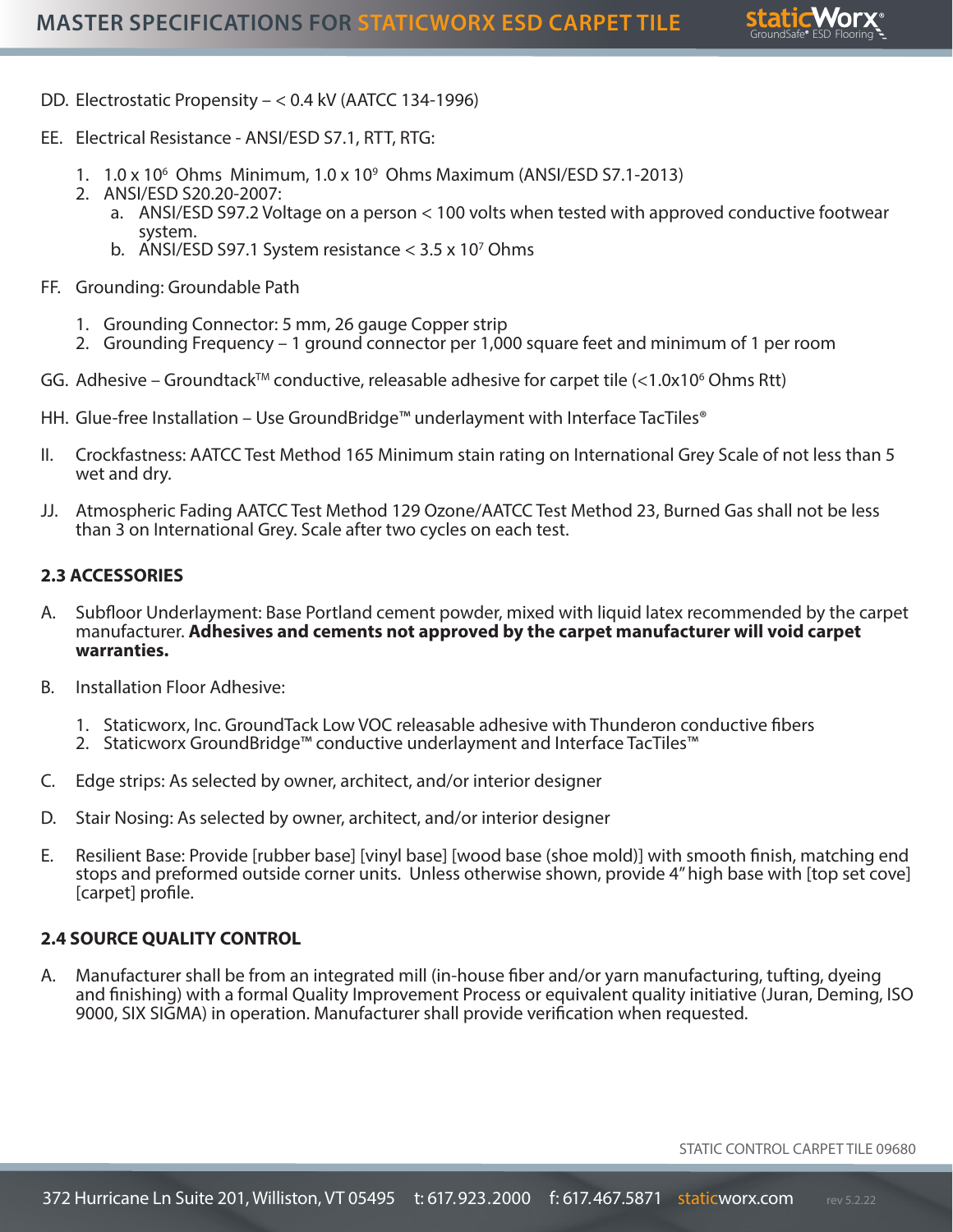DD. Electrostatic Propensity – < 0.4 kV (AATCC 134-1996)

EE. Electrical Resistance - ANSI/ESD S7.1, RTT, RTG:

1. $1.0 \times 10^6$ Ohms Minimum, $1.0 \times 10^9$ Ohms Maximum (ANSI/ESD S7.1-2013)
2. ANSI/ESD S20.20-2007:
   a. ANSI/ESD S97.2 Voltage on a person < 100 volts when tested with approved conductive footwear system.
   b. ANSI/ESD S97.1 System resistance < $3.5 \times 10^7$ Ohms

FF. Grounding: Groundable Path

1. Grounding Connector: 5 mm, 26 gauge Copper strip
2. Grounding Frequency – 1 ground connector per 1,000 square feet and minimum of 1 per room

GG. Adhesive – Groundtack™ conductive, releasable adhesive for carpet tile (<$1.0 \times 10^6$ Ohms Rtt)

HH. Glue-free Installation – Use GroundBridge™ underlayment with Interface TacTiles®

II. Crockfastness: AATCC Test Method 165 Minimum stain rating on International Grey Scale of not less than 5 wet and dry.

JJ. Atmospheric Fading AATCC Test Method 129 Ozone/AATCC Test Method 23, Burned Gas shall not be less than 3 on International Grey. Scale after two cycles on each test.

**2.3 ACCESSORIES**

A. Subfloor Underlayment: Base Portland cement powder, mixed with liquid latex recommended by the carpet manufacturer. **Adhesives and cements not approved by the carpet manufacturer will void carpet warranties.**

B. Installation Floor Adhesive:

1. Staticworx, Inc. GroundTack Low VOC releasable adhesive with Thunderon conductive fibers
2. Staticworx GroundBridge™ conductive underlayment and Interface TacTiles™

C. Edge strips: As selected by owner, architect, and/or interior designer

D. Stair Nosing: As selected by owner, architect, and/or interior designer

E. Resilient Base: Provide [rubber base] [vinyl base] [wood base (shoe mold)] with smooth finish, matching end stops and preformed outside corner units. Unless otherwise shown, provide 4" high base with [top set cove] [carpet] profile.

**2.4 SOURCE QUALITY CONTROL**

A. Manufacturer shall be from an integrated mill (in-house fiber and/or yarn manufacturing, tufting, dyeing and finishing) with a formal Quality Improvement Process or equivalent quality initiative (Juran, Deming, ISO 9000, SIX SIGMA) in operation. Manufacturer shall provide verification when requested.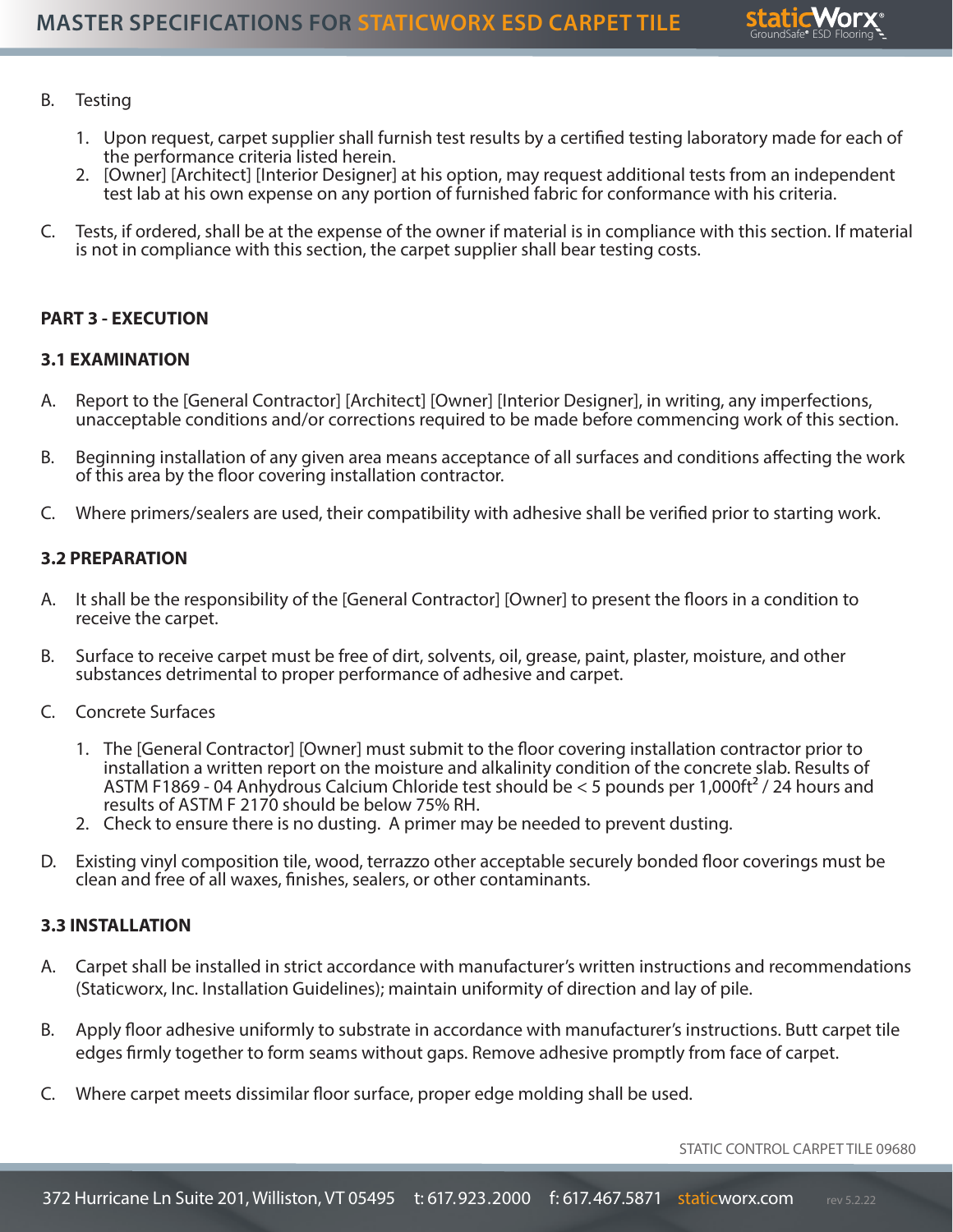B. Testing

1. Upon request, carpet supplier shall furnish test results by a certified testing laboratory made for each of the performance criteria listed herein.
2. [Owner] [Architect] [Interior Designer] at his option, may request additional tests from an independent test lab at his own expense on any portion of furnished fabric for conformance with his criteria.

C. Tests, if ordered, shall be at the expense of the owner if material is in compliance with this section. If material is not in compliance with this section, the carpet supplier shall bear testing costs.

**PART 3 - EXECUTION**

**3.1 EXAMINATION**

A. Report to the [General Contractor] [Architect] [Owner] [Interior Designer], in writing, any imperfections, unacceptable conditions and/or corrections required to be made before commencing work of this section.

B. Beginning installation of any given area means acceptance of all surfaces and conditions affecting the work of this area by the floor covering installation contractor.

C. Where primers/sealers are used, their compatibility with adhesive shall be verified prior to starting work.

**3.2 PREPARATION**

A. It shall be the responsibility of the [General Contractor] [Owner] to present the floors in a condition to receive the carpet.

B. Surface to receive carpet must be free of dirt, solvents, oil, grease, paint, plaster, moisture, and other substances detrimental to proper performance of adhesive and carpet.

C. Concrete Surfaces

1. The [General Contractor] [Owner] must submit to the floor covering installation contractor prior to installation a written report on the moisture and alkalinity condition of the concrete slab. Results of ASTM F1869 - 04 Anhydrous Calcium Chloride test should be < 5 pounds per 1,000ft$^2$ / 24 hours and results of ASTM F 2170 should be below 75% RH.
2. Check to ensure there is no dusting. A primer may be needed to prevent dusting.

D. Existing vinyl composition tile, wood, terrazzo other acceptable securely bonded floor coverings must be clean and free of all waxes, finishes, sealers, or other contaminants.

**3.3 INSTALLATION**

A. Carpet shall be installed in strict accordance with manufacturer's written instructions and recommendations (Staticworx, Inc. Installation Guidelines); maintain uniformity of direction and lay of pile.

B. Apply floor adhesive uniformly to substrate in accordance with manufacturer's instructions. Butt carpet tile edges firmly together to form seams without gaps. Remove adhesive promptly from face of carpet.

C. Where carpet meets dissimilar floor surface, proper edge molding shall be used.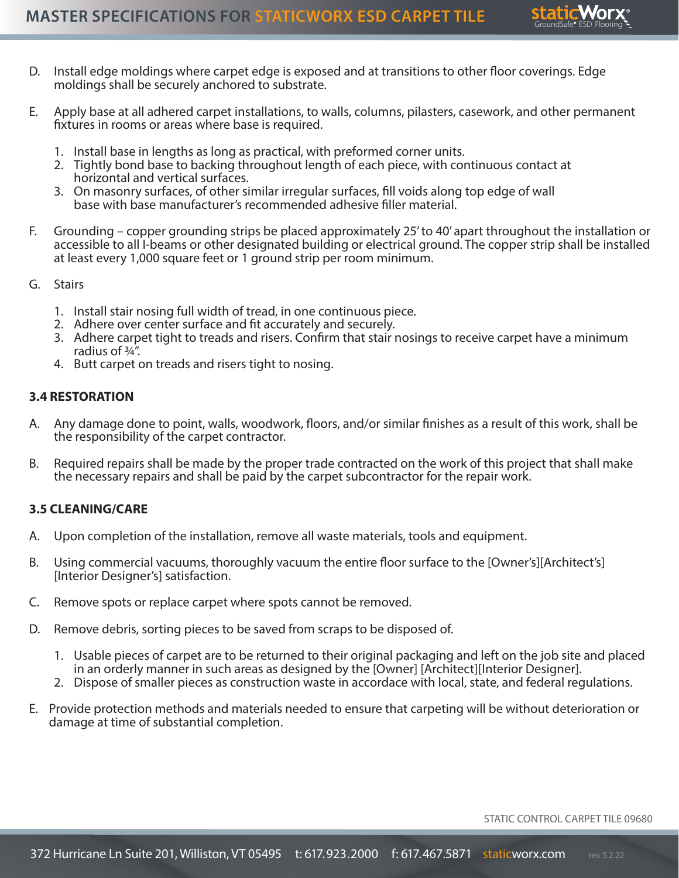D. Install edge moldings where carpet edge is exposed and at transitions to other floor coverings. Edge moldings shall be securely anchored to substrate.

E. Apply base at all adhered carpet installations, to walls, columns, pilasters, casework, and other permanent fixtures in rooms or areas where base is required.

1. Install base in lengths as long as practical, with preformed corner units.
2. Tightly bond base to backing throughout length of each piece, with continuous contact at horizontal and vertical surfaces.
3. On masonry surfaces, of other similar irregular surfaces, fill voids along top edge of wall base with base manufacturer's recommended adhesive filler material.

F. Grounding – copper grounding strips be placed approximately 25' to 40' apart throughout the installation or accessible to all I-beams or other designated building or electrical ground. The copper strip shall be installed at least every 1,000 square feet or 1 ground strip per room minimum.

G. Stairs

1. Install stair nosing full width of tread, in one continuous piece.
2. Adhere over center surface and fit accurately and securely.
3. Adhere carpet tight to treads and risers. Confirm that stair nosings to receive carpet have a minimum radius of ¾".
4. Butt carpet on treads and risers tight to nosing.

**3.4 RESTORATION**

A. Any damage done to point, walls, woodwork, floors, and/or similar finishes as a result of this work, shall be the responsibility of the carpet contractor.

B. Required repairs shall be made by the proper trade contracted on the work of this project that shall make the necessary repairs and shall be paid by the carpet subcontractor for the repair work.

**3.5 CLEANING/CARE**

A. Upon completion of the installation, remove all waste materials, tools and equipment.

B. Using commercial vacuums, thoroughly vacuum the entire floor surface to the [Owner's][Architect's] [Interior Designer's] satisfaction.

C. Remove spots or replace carpet where spots cannot be removed.

D. Remove debris, sorting pieces to be saved from scraps to be disposed of.

1. Usable pieces of carpet are to be returned to their original packaging and left on the job site and placed in an orderly manner in such areas as designed by the [Owner] [Architect][Interior Designer].
2. Dispose of smaller pieces as construction waste in accordace with local, state, and federal regulations.

E. Provide protection methods and materials needed to ensure that carpeting will be without deterioration or damage at time of substantial completion.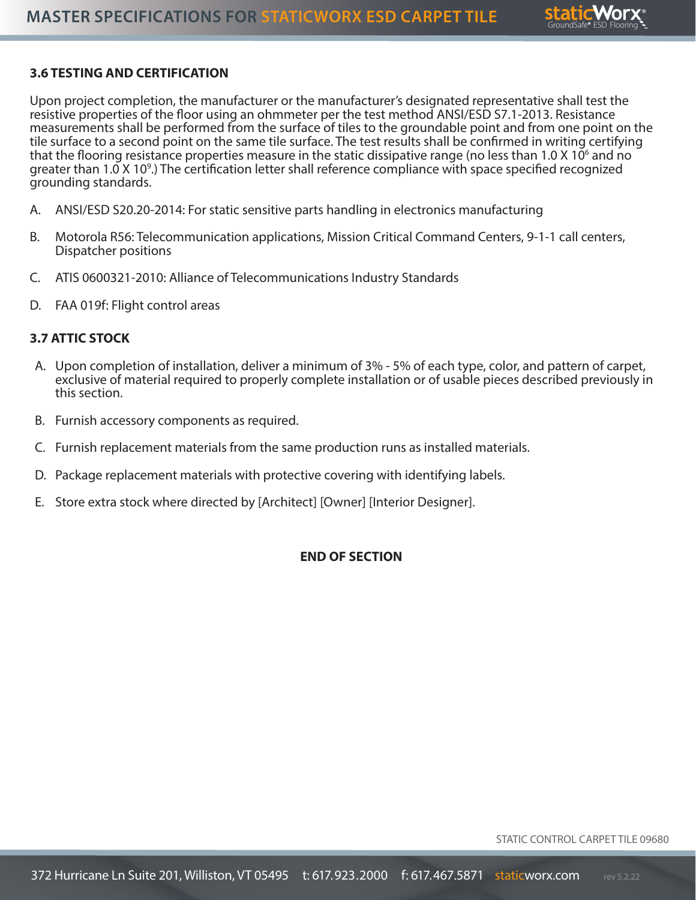### 3.6 TESTING AND CERTIFICATION

Upon project completion, the manufacturer or the manufacturer's designated representative shall test the resistive properties of the floor using an ohmmeter per the test method ANSI/ESD S7.1-2013. Resistance measurements shall be performed from the surface of tiles to the groundable point and from one point on the tile surface to a second point on the same tile surface. The test results shall be confirmed in writing certifying that the flooring resistance properties measure in the static dissipative range (no less than $1.0 \times 10^6$ and no greater than $1.0 \times 10^9$.) The certification letter shall reference compliance with space specified recognized grounding standards.

A. ANSI/ESD S20.20-2014: For static sensitive parts handling in electronics manufacturing

B. Motorola R56: Telecommunication applications, Mission Critical Command Centers, 9-1-1 call centers, Dispatcher positions

C. ATIS 0600321-2010: Alliance of Telecommunications Industry Standards

D. FAA 019f: Flight control areas

### 3.7 ATTIC STOCK

A. Upon completion of installation, deliver a minimum of 3% - 5% of each type, color, and pattern of carpet, exclusive of material required to properly complete installation or of usable pieces described previously in this section.

B. Furnish accessory components as required.

C. Furnish replacement materials from the same production runs as installed materials.

D. Package replacement materials with protective covering with identifying labels.

E. Store extra stock where directed by [Architect] [Owner] [Interior Designer].

**END OF SECTION**